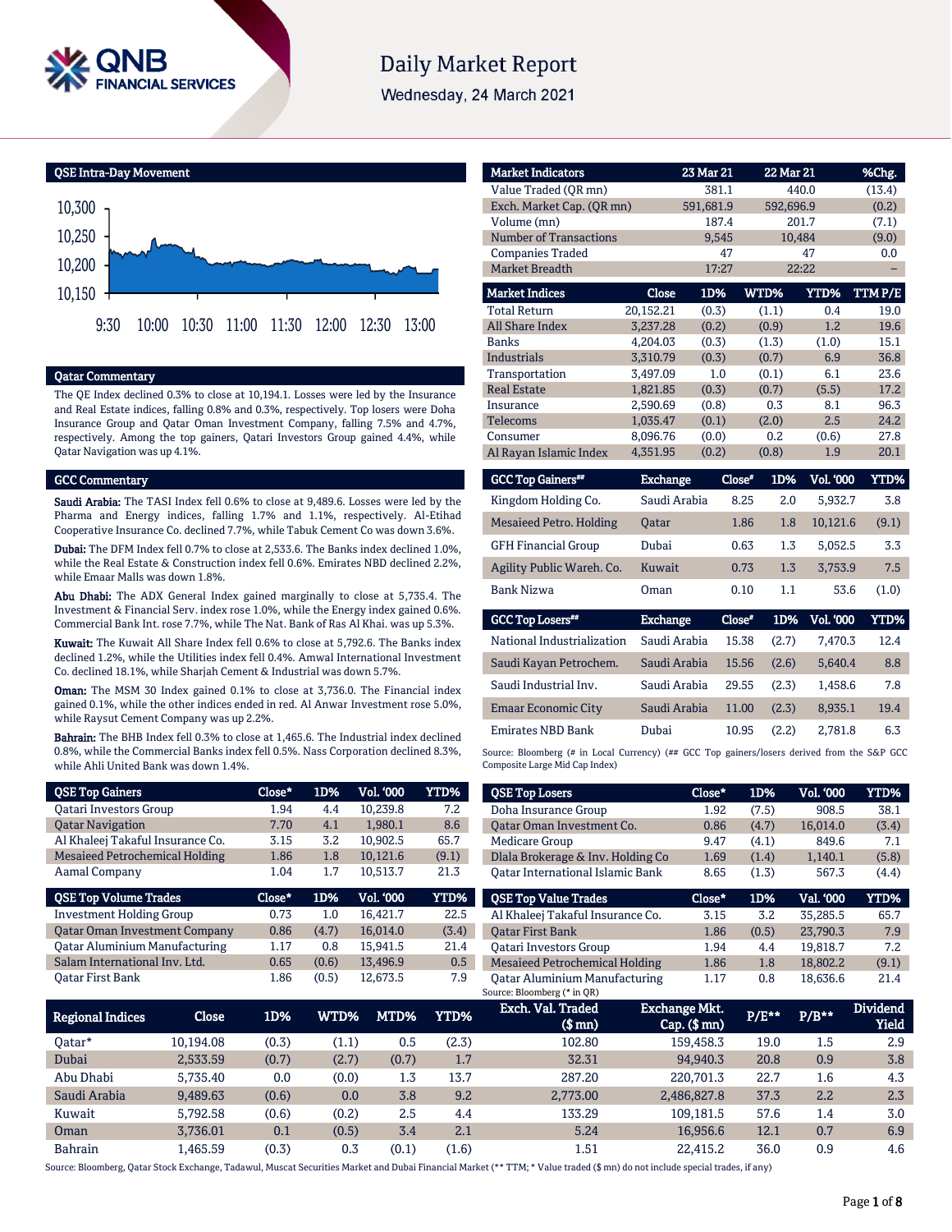# Daily Market Report

Wednesday, 24 March 2021

## QSE Intra-Day Movement

## Qatar Commentary

The QE Index declined 0.3% to close at 10,194.1. Losses were led by the Insurance and Real Estate indices, falling 0.8% and 0.3%, respectively. Top losers were Doha Insurance Group and Qatar Oman Investment Company, falling 7.5% and 4.7%, respectively. Among the top gainers, Qatari Investors Group gained 4.4%, while Qatar Navigation was up 4.1%.

## GCC Commentary

**Saudi Arabia:** The TASI Index fell 0.6% to close at 9,489.6. Losses were led by the Pharma and Energy indices, falling 1.7% and 1.1%, respectively. Al-Etihad Cooperative Insurance Co. declined 7.7%, while Tabuk Cement Co was down 3.6%.

**Dubai:** The DFM Index fell 0.7% to close at 2,533.6. The Banks index declined 1.0%, while the Real Estate & Construction index fell 0.6%. Emirates NBD declined 2.2%, while Emaar Malls was down 1.8%.

**Abu Dhabi:** The ADX General Index gained marginally to close at 5,735.4. The Investment & Financial Serv. index rose 1.0%, while the Energy index gained 0.6%. Commercial Bank Int. rose 7.7%, while The Nat. Bank of Ras Al Khai. was up 5.3%.

**Kuwait:** The Kuwait All Share Index fell 0.6% to close at 5,792.6. The Banks index declined 1.2%, while the Utilities index fell 0.4%. Amwal International Investment Co. declined 18.1%, while Sharjah Cement & Industrial was down 5.7%.

**Oman:** The MSM 30 Index gained 0.1% to close at 3,736.0. The Financial index gained 0.1%, while the other indices ended in red. Al Anwar Investment rose 5.0%, while Raysut Cement Company was up 2.2%.

**Bahrain:** The BHB Index fell 0.3% to close at 1,465.6. The Industrial index declined 0.8%, while the Commercial Banks index fell 0.5%. Nass Corporation declined 8.3%, while Ahli United Bank was down 1.4%.

| Market Indicators | 23 Mar 21 | 22 Mar 21 | %Chg. |
|---|---|---|---|
| Value Traded (QR mn) | 381.1 | 440.0 | (13.4) |
| Exch. Market Cap. (QR mn) | 591,681.9 | 592,696.9 | (0.2) |
| Volume (mn) | 187.4 | 201.7 | (7.1) |
| Number of Transactions | 9,545 | 10,484 | (9.0) |
| Companies Traded | 47 | 47 | 0.0 |
| Market Breadth | 17:27 | 22:22 | – |

| Market Indices | Close | 1D% | WTD% | YTD% | TTM P/E |
|---|---|---|---|---|---|
| Total Return | 20,152.21 | (0.3) | (1.1) | 0.4 | 19.0 |
| All Share Index | 3,237.28 | (0.2) | (0.9) | 1.2 | 19.6 |
| Banks | 4,204.03 | (0.3) | (1.3) | (1.0) | 15.1 |
| Industrials | 3,310.79 | (0.3) | (0.7) | 6.9 | 36.8 |
| Transportation | 3,497.09 | 1.0 | (0.1) | 6.1 | 23.6 |
| Real Estate | 1,821.85 | (0.3) | (0.7) | (5.5) | 17.2 |
| Insurance | 2,590.69 | (0.8) | 0.3 | 8.1 | 96.3 |
| Telecoms | 1,035.47 | (0.1) | (2.0) | 2.5 | 24.2 |
| Consumer | 8,096.76 | (0.0) | 0.2 | (0.6) | 27.8 |
| Al Rayan Islamic Index | 4,351.95 | (0.2) | (0.8) | 1.9 | 20.1 |

| GCC Top Gainers## | Exchange | Close# | 1D% | Vol. '000 | YTD% |
|---|---|---|---|---|---|
| Kingdom Holding Co. | Saudi Arabia | 8.25 | 2.0 | 5,932.7 | 3.8 |
| Mesaieed Petro. Holding | Qatar | 1.86 | 1.8 | 10,121.6 | (9.1) |
| GFH Financial Group | Dubai | 0.63 | 1.3 | 5,052.5 | 3.3 |
| Agility Public Wareh. Co. | Kuwait | 0.73 | 1.3 | 3,753.9 | 7.5 |
| Bank Nizwa | Oman | 0.10 | 1.1 | 53.6 | (1.0) |

| GCC Top Losers## | Exchange | Close# | 1D% | Vol. '000 | YTD% |
|---|---|---|---|---|---|
| National Industrialization | Saudi Arabia | 15.38 | (2.7) | 7,470.3 | 12.4 |
| Saudi Kayan Petrochem. | Saudi Arabia | 15.56 | (2.6) | 5,640.4 | 8.8 |
| Saudi Industrial Inv. | Saudi Arabia | 29.55 | (2.3) | 1,458.6 | 7.8 |
| Emaar Economic City | Saudi Arabia | 11.00 | (2.3) | 8,935.1 | 19.4 |
| Emirates NBD Bank | Dubai | 10.95 | (2.2) | 2,781.8 | 6.3 |

Source: Bloomberg (# in Local Currency) (## GCC Top gainers/losers derived from the S&P GCC Composite Large Mid Cap Index)

| QSE Top Gainers | Close* | 1D% | Vol. '000 | YTD% |
|---|---|---|---|---|
| Qatari Investors Group | 1.94 | 4.4 | 10,239.8 | 7.2 |
| Qatar Navigation | 7.70 | 4.1 | 1,980.1 | 8.6 |
| Al Khaleej Takaful Insurance Co. | 3.15 | 3.2 | 10,902.5 | 65.7 |
| Mesaieed Petrochemical Holding | 1.86 | 1.8 | 10,121.6 | (9.1) |
| Aamal Company | 1.04 | 1.7 | 10,513.7 | 21.3 |

| QSE Top Volume Trades | Close* | 1D% | Vol. '000 | YTD% |
|---|---|---|---|---|
| Investment Holding Group | 0.73 | 1.0 | 16,421.7 | 22.5 |
| Qatar Oman Investment Company | 0.86 | (4.7) | 16,014.0 | (3.4) |
| Qatar Aluminium Manufacturing | 1.17 | 0.8 | 15,941.5 | 21.4 |
| Salam International Inv. Ltd. | 0.65 | (0.6) | 13,496.9 | 0.5 |
| Qatar First Bank | 1.86 | (0.5) | 12,673.5 | 7.9 |

| QSE Top Losers | Close* | 1D% | Vol. '000 | YTD% |
|---|---|---|---|---|
| Doha Insurance Group | 1.92 | (7.5) | 908.5 | 38.1 |
| Qatar Oman Investment Co. | 0.86 | (4.7) | 16,014.0 | (3.4) |
| Medicare Group | 9.47 | (4.1) | 849.6 | 7.1 |
| Dlala Brokerage & Inv. Holding Co | 1.69 | (1.4) | 1,140.1 | (5.8) |
| Qatar International Islamic Bank | 8.65 | (1.3) | 567.3 | (4.4) |

| QSE Top Value Trades | Close* | 1D% | Val. '000 | YTD% |
|---|---|---|---|---|
| Al Khaleej Takaful Insurance Co. | 3.15 | 3.2 | 35,285.5 | 65.7 |
| Qatar First Bank | 1.86 | (0.5) | 23,790.3 | 7.9 |
| Qatari Investors Group | 1.94 | 4.4 | 19,818.7 | 7.2 |
| Mesaieed Petrochemical Holding | 1.86 | 1.8 | 18,802.2 | (9.1) |
| Qatar Aluminium Manufacturing | 1.17 | 0.8 | 18,636.6 | 21.4 |

Source: Bloomberg (* in QR)

| Regional Indices | Close | 1D% | WTD% | MTD% | YTD% | Exch. Val. Traded ($ mn) | Exchange Mkt. Cap. ($ mn) | P/E** | P/B** | Dividend Yield |
|---|---|---|---|---|---|---|---|---|---|---|
| Qatar* | 10,194.08 | (0.3) | (1.1) | 0.5 | (2.3) | 102.80 | 159,458.3 | 19.0 | 1.5 | 2.9 |
| Dubai | 2,533.59 | (0.7) | (2.7) | (0.7) | 1.7 | 32.31 | 94,940.3 | 20.8 | 0.9 | 3.8 |
| Abu Dhabi | 5,735.40 | 0.0 | (0.0) | 1.3 | 13.7 | 287.20 | 220,701.3 | 22.7 | 1.6 | 4.3 |
| Saudi Arabia | 9,489.63 | (0.6) | 0.0 | 3.8 | 9.2 | 2,773.00 | 2,486,827.8 | 37.3 | 2.2 | 2.3 |
| Kuwait | 5,792.58 | (0.6) | (0.2) | 2.5 | 4.4 | 133.29 | 109,181.5 | 57.6 | 1.4 | 3.0 |
| Oman | 3,736.01 | 0.1 | (0.5) | 3.4 | 2.1 | 5.24 | 16,956.6 | 12.1 | 0.7 | 6.9 |
| Bahrain | 1,465.59 | (0.3) | 0.3 | (0.1) | (1.6) | 1.51 | 22,415.2 | 36.0 | 0.9 | 4.6 |

Source: Bloomberg, Qatar Stock Exchange, Tadawul, Muscat Securities Market and Dubai Financial Market (** TTM; * Value traded ($ mn) do not include special trades, if any)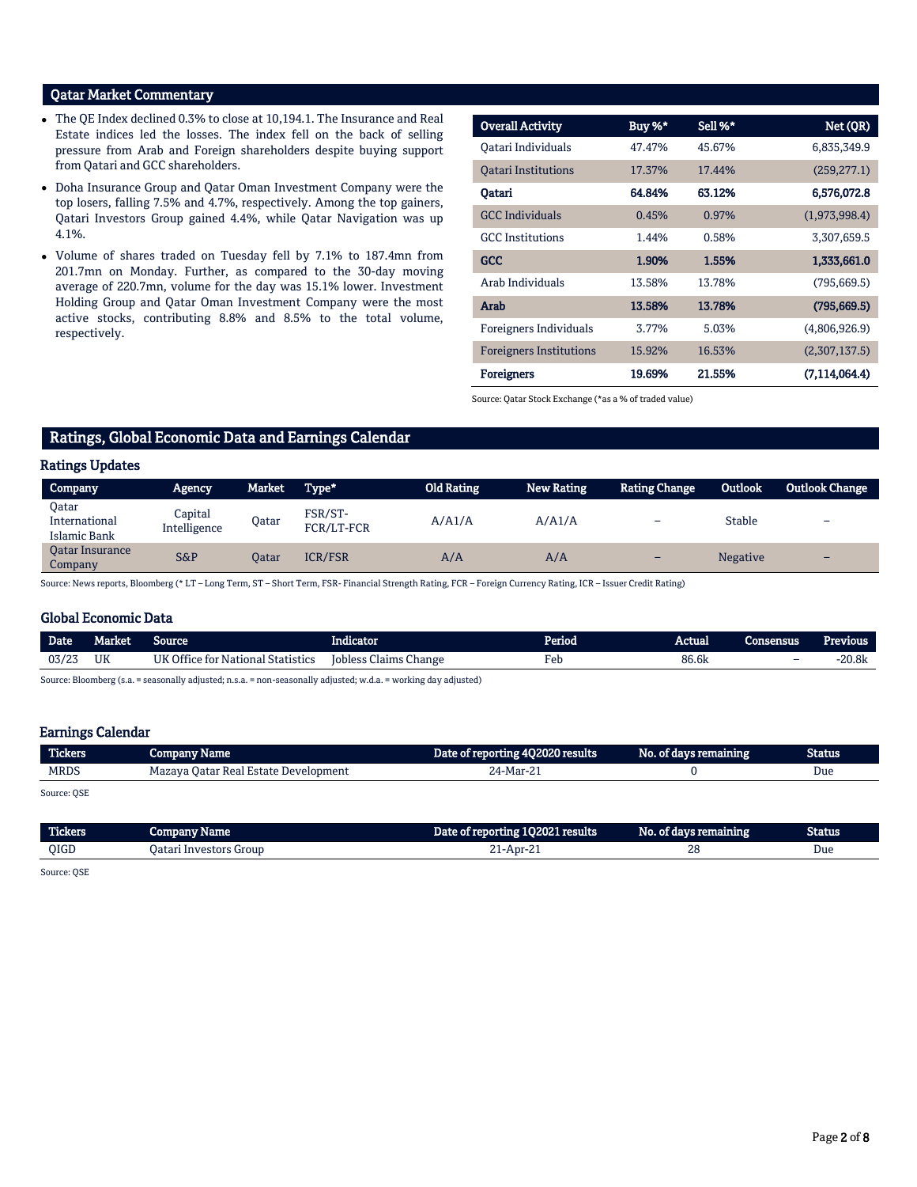## Qatar Market Commentary

- The QE Index declined 0.3% to close at 10,194.1. The Insurance and Real Estate indices led the losses. The index fell on the back of selling pressure from Arab and Foreign shareholders despite buying support from Qatari and GCC shareholders.
- Doha Insurance Group and Qatar Oman Investment Company were the top losers, falling 7.5% and 4.7%, respectively. Among the top gainers, Qatari Investors Group gained 4.4%, while Qatar Navigation was up 4.1%.
- Volume of shares traded on Tuesday fell by 7.1% to 187.4mn from 201.7mn on Monday. Further, as compared to the 30-day moving average of 220.7mn, volume for the day was 15.1% lower. Investment Holding Group and Qatar Oman Investment Company were the most active stocks, contributing 8.8% and 8.5% to the total volume, respectively.

| Overall Activity | Buy %* | Sell %* | Net (QR) |
|---|---|---|---|
| Qatari Individuals | 47.47% | 45.67% | 6,835,349.9 |
| Qatari Institutions | 17.37% | 17.44% | (259,277.1) |
| **Qatari** | **64.84%** | **63.12%** | **6,576,072.8** |
| GCC Individuals | 0.45% | 0.97% | (1,973,998.4) |
| GCC Institutions | 1.44% | 0.58% | 3,307,659.5 |
| **GCC** | **1.90%** | **1.55%** | **1,333,661.0** |
| Arab Individuals | 13.58% | 13.78% | (795,669.5) |
| **Arab** | **13.58%** | **13.78%** | **(795,669.5)** |
| Foreigners Individuals | 3.77% | 5.03% | (4,806,926.9) |
| Foreigners Institutions | 15.92% | 16.53% | (2,307,137.5) |
| **Foreigners** | **19.69%** | **21.55%** | **(7,114,064.4)** |

Source: Qatar Stock Exchange (*as a % of traded value)

## Ratings, Global Economic Data and Earnings Calendar

### Ratings Updates

| Company | Agency | Market | Type* | Old Rating | New Rating | Rating Change | Outlook | Outlook Change |
|---|---|---|---|---|---|---|---|---|
| Qatar International Islamic Bank | Capital Intelligence | Qatar | FSR/ST-FCR/LT-FCR | A/A1/A | A/A1/A | – | Stable | – |
| Qatar Insurance Company | S&P | Qatar | ICR/FSR | A/A | A/A | – | Negative | – |

Source: News reports, Bloomberg (* LT – Long Term, ST – Short Term, FSR- Financial Strength Rating, FCR – Foreign Currency Rating, ICR – Issuer Credit Rating)

### Global Economic Data

| Date | Market | Source | Indicator | Period | Actual | Consensus | Previous |
|---|---|---|---|---|---|---|---|
| 03/23 | UK | UK Office for National Statistics | Jobless Claims Change | Feb | 86.6k | – | -20.8k |

Source: Bloomberg (s.a. = seasonally adjusted; n.s.a. = non-seasonally adjusted; w.d.a. = working day adjusted)

### Earnings Calendar

| Tickers | Company Name | Date of reporting 4Q2020 results | No. of days remaining | Status |
|---|---|---|---|---|
| MRDS | Mazaya Qatar Real Estate Development | 24-Mar-21 | 0 | Due |

Source: QSE

| Tickers | Company Name | Date of reporting 1Q2021 results | No. of days remaining | Status |
|---|---|---|---|---|
| QIGD | Qatari Investors Group | 21-Apr-21 | 28 | Due |

Source: QSE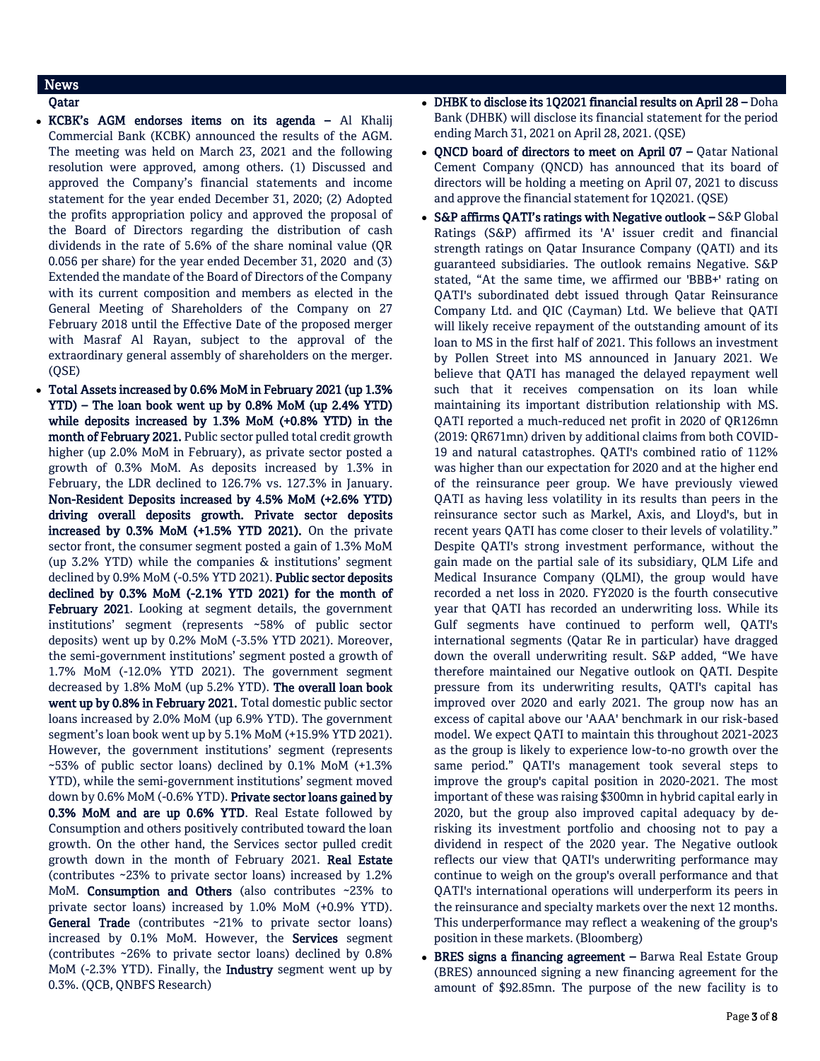## News

### Qatar

- **KCBK's AGM endorses items on its agenda –** Al Khalij Commercial Bank (KCBK) announced the results of the AGM. The meeting was held on March 23, 2021 and the following resolution were approved, among others. (1) Discussed and approved the Company's financial statements and income statement for the year ended December 31, 2020; (2) Adopted the profits appropriation policy and approved the proposal of the Board of Directors regarding the distribution of cash dividends in the rate of 5.6% of the share nominal value (QR 0.056 per share) for the year ended December 31, 2020 and (3) Extended the mandate of the Board of Directors of the Company with its current composition and members as elected in the General Meeting of Shareholders of the Company on 27 February 2018 until the Effective Date of the proposed merger with Masraf Al Rayan, subject to the approval of the extraordinary general assembly of shareholders on the merger. (QSE)
- **Total Assets increased by 0.6% MoM in February 2021 (up 1.3% YTD) – The loan book went up by 0.8% MoM (up 2.4% YTD) while deposits increased by 1.3% MoM (+0.8% YTD) in the month of February 2021.** Public sector pulled total credit growth higher (up 2.0% MoM in February), as private sector posted a growth of 0.3% MoM. As deposits increased by 1.3% in February, the LDR declined to 126.7% vs. 127.3% in January. **Non-Resident Deposits increased by 4.5% MoM (+2.6% YTD) driving overall deposits growth. Private sector deposits increased by 0.3% MoM (+1.5% YTD 2021).** On the private sector front, the consumer segment posted a gain of 1.3% MoM (up 3.2% YTD) while the companies & institutions' segment declined by 0.9% MoM (-0.5% YTD 2021). **Public sector deposits declined by 0.3% MoM (-2.1% YTD 2021) for the month of February 2021**. Looking at segment details, the government institutions' segment (represents ~58% of public sector deposits) went up by 0.2% MoM (-3.5% YTD 2021). Moreover, the semi-government institutions' segment posted a growth of 1.7% MoM (-12.0% YTD 2021). The government segment decreased by 1.8% MoM (up 5.2% YTD). **The overall loan book went up by 0.8% in February 2021.** Total domestic public sector loans increased by 2.0% MoM (up 6.9% YTD). The government segment's loan book went up by 5.1% MoM (+15.9% YTD 2021). However, the government institutions' segment (represents ~53% of public sector loans) declined by 0.1% MoM (+1.3% YTD), while the semi-government institutions' segment moved down by 0.6% MoM (-0.6% YTD). **Private sector loans gained by 0.3% MoM and are up 0.6% YTD**. Real Estate followed by Consumption and others positively contributed toward the loan growth. On the other hand, the Services sector pulled credit growth down in the month of February 2021. **Real Estate** (contributes ~23% to private sector loans) increased by 1.2% MoM. **Consumption and Others** (also contributes ~23% to private sector loans) increased by 1.0% MoM (+0.9% YTD). **General Trade** (contributes ~21% to private sector loans) increased by 0.1% MoM. However, the **Services** segment (contributes ~26% to private sector loans) declined by 0.8% MoM (-2.3% YTD). Finally, the **Industry** segment went up by 0.3%. (QCB, QNBFS Research)
- **DHBK to disclose its 1Q2021 financial results on April 28 –** Doha Bank (DHBK) will disclose its financial statement for the period ending March 31, 2021 on April 28, 2021. (QSE)
- **QNCD board of directors to meet on April 07 –** Qatar National Cement Company (QNCD) has announced that its board of directors will be holding a meeting on April 07, 2021 to discuss and approve the financial statement for 1Q2021. (QSE)
- **S&P affirms QATI's ratings with Negative outlook –** S&P Global Ratings (S&P) affirmed its 'A' issuer credit and financial strength ratings on Qatar Insurance Company (QATI) and its guaranteed subsidiaries. The outlook remains Negative. S&P stated, "At the same time, we affirmed our 'BBB+' rating on QATI's subordinated debt issued through Qatar Reinsurance Company Ltd. and QIC (Cayman) Ltd. We believe that QATI will likely receive repayment of the outstanding amount of its loan to MS in the first half of 2021. This follows an investment by Pollen Street into MS announced in January 2021. We believe that QATI has managed the delayed repayment well such that it receives compensation on its loan while maintaining its important distribution relationship with MS. QATI reported a much-reduced net profit in 2020 of QR126mn (2019: QR671mn) driven by additional claims from both COVID-19 and natural catastrophes. QATI's combined ratio of 112% was higher than our expectation for 2020 and at the higher end of the reinsurance peer group. We have previously viewed QATI as having less volatility in its results than peers in the reinsurance sector such as Markel, Axis, and Lloyd's, but in recent years QATI has come closer to their levels of volatility." Despite QATI's strong investment performance, without the gain made on the partial sale of its subsidiary, QLM Life and Medical Insurance Company (QLMI), the group would have recorded a net loss in 2020. FY2020 is the fourth consecutive year that QATI has recorded an underwriting loss. While its Gulf segments have continued to perform well, QATI's international segments (Qatar Re in particular) have dragged down the overall underwriting result. S&P added, "We have therefore maintained our Negative outlook on QATI. Despite pressure from its underwriting results, QATI's capital has improved over 2020 and early 2021. The group now has an excess of capital above our 'AAA' benchmark in our risk-based model. We expect QATI to maintain this throughout 2021-2023 as the group is likely to experience low-to-no growth over the same period." QATI's management took several steps to improve the group's capital position in 2020-2021. The most important of these was raising $300mn in hybrid capital early in 2020, but the group also improved capital adequacy by de-risking its investment portfolio and choosing not to pay a dividend in respect of the 2020 year. The Negative outlook reflects our view that QATI's underwriting performance may continue to weigh on the group's overall performance and that QATI's international operations will underperform its peers in the reinsurance and specialty markets over the next 12 months. This underperformance may reflect a weakening of the group's position in these markets. (Bloomberg)
- **BRES signs a financing agreement –** Barwa Real Estate Group (BRES) announced signing a new financing agreement for the amount of $92.85mn. The purpose of the new facility is to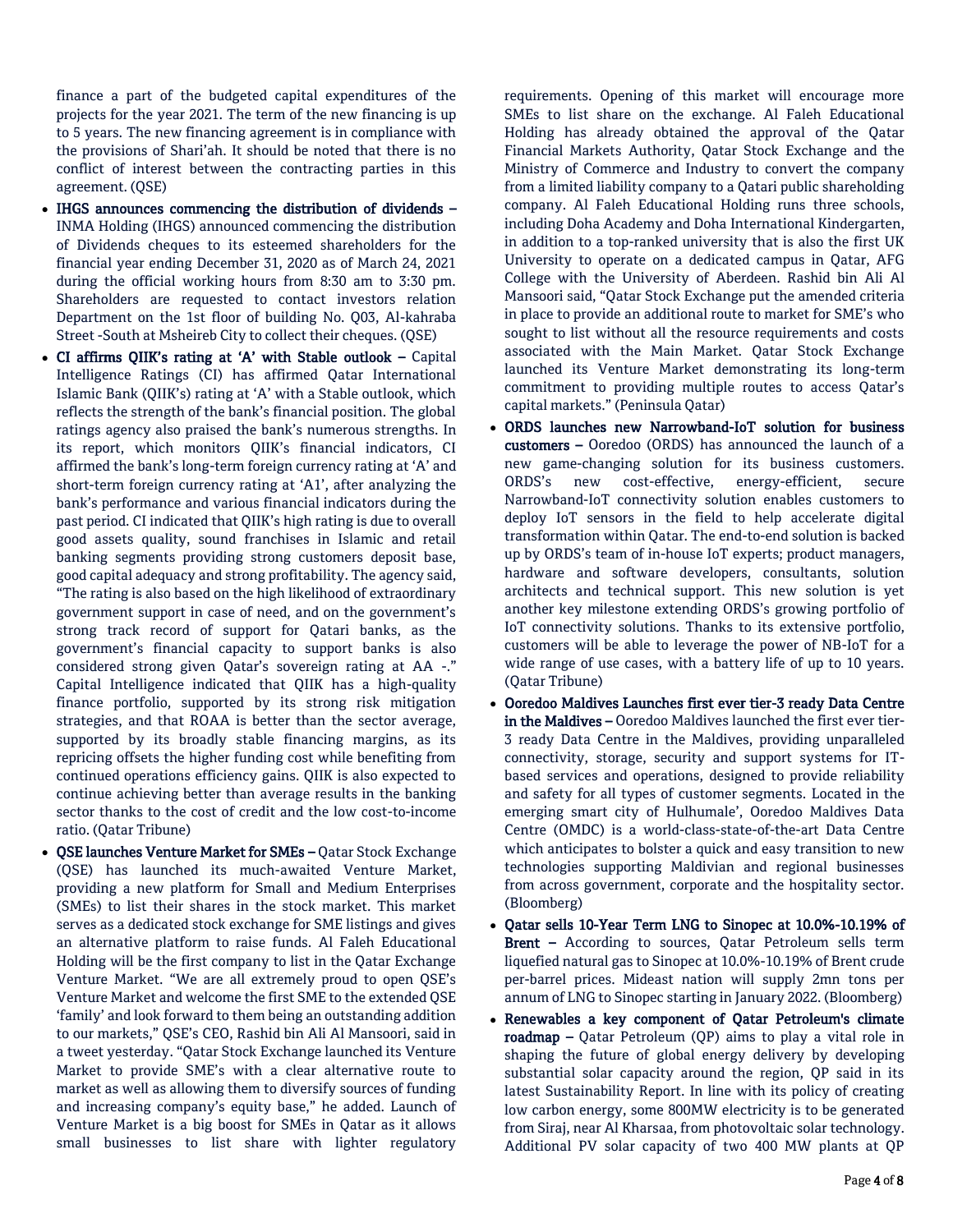finance a part of the budgeted capital expenditures of the projects for the year 2021. The term of the new financing is up to 5 years. The new financing agreement is in compliance with the provisions of Shari'ah. It should be noted that there is no conflict of interest between the contracting parties in this agreement. (QSE)

- **IHGS announces commencing the distribution of dividends –** INMA Holding (IHGS) announced commencing the distribution of Dividends cheques to its esteemed shareholders for the financial year ending December 31, 2020 as of March 24, 2021 during the official working hours from 8:30 am to 3:30 pm. Shareholders are requested to contact investors relation Department on the 1st floor of building No. Q03, Al-kahraba Street -South at Msheireb City to collect their cheques. (QSE)
- **CI affirms QIIK's rating at 'A' with Stable outlook –** Capital Intelligence Ratings (CI) has affirmed Qatar International Islamic Bank (QIIK's) rating at 'A' with a Stable outlook, which reflects the strength of the bank's financial position. The global ratings agency also praised the bank's numerous strengths. In its report, which monitors QIIK's financial indicators, CI affirmed the bank's long-term foreign currency rating at 'A' and short-term foreign currency rating at 'A1', after analyzing the bank's performance and various financial indicators during the past period. CI indicated that QIIK's high rating is due to overall good assets quality, sound franchises in Islamic and retail banking segments providing strong customers deposit base, good capital adequacy and strong profitability. The agency said, "The rating is also based on the high likelihood of extraordinary government support in case of need, and on the government's strong track record of support for Qatari banks, as the government's financial capacity to support banks is also considered strong given Qatar's sovereign rating at AA -." Capital Intelligence indicated that QIIK has a high-quality finance portfolio, supported by its strong risk mitigation strategies, and that ROAA is better than the sector average, supported by its broadly stable financing margins, as its repricing offsets the higher funding cost while benefiting from continued operations efficiency gains. QIIK is also expected to continue achieving better than average results in the banking sector thanks to the cost of credit and the low cost-to-income ratio. (Qatar Tribune)
- **QSE launches Venture Market for SMEs –** Qatar Stock Exchange (QSE) has launched its much-awaited Venture Market, providing a new platform for Small and Medium Enterprises (SMEs) to list their shares in the stock market. This market serves as a dedicated stock exchange for SME listings and gives an alternative platform to raise funds. Al Faleh Educational Holding will be the first company to list in the Qatar Exchange Venture Market. "We are all extremely proud to open QSE's Venture Market and welcome the first SME to the extended QSE 'family' and look forward to them being an outstanding addition to our markets," QSE's CEO, Rashid bin Ali Al Mansoori, said in a tweet yesterday. "Qatar Stock Exchange launched its Venture Market to provide SME's with a clear alternative route to market as well as allowing them to diversify sources of funding and increasing company's equity base," he added. Launch of Venture Market is a big boost for SMEs in Qatar as it allows small businesses to list share with lighter regulatory requirements. Opening of this market will encourage more SMEs to list share on the exchange. Al Faleh Educational Holding has already obtained the approval of the Qatar Financial Markets Authority, Qatar Stock Exchange and the Ministry of Commerce and Industry to convert the company from a limited liability company to a Qatari public shareholding company. Al Faleh Educational Holding runs three schools, including Doha Academy and Doha International Kindergarten, in addition to a top-ranked university that is also the first UK University to operate on a dedicated campus in Qatar, AFG College with the University of Aberdeen. Rashid bin Ali Al Mansoori said, "Qatar Stock Exchange put the amended criteria in place to provide an additional route to market for SME's who sought to list without all the resource requirements and costs associated with the Main Market. Qatar Stock Exchange launched its Venture Market demonstrating its long-term commitment to providing multiple routes to access Qatar's capital markets." (Peninsula Qatar)
- **ORDS launches new Narrowband-IoT solution for business customers –** Ooredoo (ORDS) has announced the launch of a new game-changing solution for its business customers. ORDS's new cost-effective, energy-efficient, secure Narrowband-IoT connectivity solution enables customers to deploy IoT sensors in the field to help accelerate digital transformation within Qatar. The end-to-end solution is backed up by ORDS's team of in-house IoT experts; product managers, hardware and software developers, consultants, solution architects and technical support. This new solution is yet another key milestone extending ORDS's growing portfolio of IoT connectivity solutions. Thanks to its extensive portfolio, customers will be able to leverage the power of NB-IoT for a wide range of use cases, with a battery life of up to 10 years. (Qatar Tribune)
- **Ooredoo Maldives Launches first ever tier-3 ready Data Centre in the Maldives –** Ooredoo Maldives launched the first ever tier-3 ready Data Centre in the Maldives, providing unparalleled connectivity, storage, security and support systems for IT-based services and operations, designed to provide reliability and safety for all types of customer segments. Located in the emerging smart city of Hulhumale', Ooredoo Maldives Data Centre (OMDC) is a world-class-state-of-the-art Data Centre which anticipates to bolster a quick and easy transition to new technologies supporting Maldivian and regional businesses from across government, corporate and the hospitality sector. (Bloomberg)
- **Qatar sells 10-Year Term LNG to Sinopec at 10.0%-10.19% of Brent –** According to sources, Qatar Petroleum sells term liquefied natural gas to Sinopec at 10.0%-10.19% of Brent crude per-barrel prices. Mideast nation will supply 2mn tons per annum of LNG to Sinopec starting in January 2022. (Bloomberg)
- **Renewables a key component of Qatar Petroleum's climate roadmap –** Qatar Petroleum (QP) aims to play a vital role in shaping the future of global energy delivery by developing substantial solar capacity around the region, QP said in its latest Sustainability Report. In line with its policy of creating low carbon energy, some 800MW electricity is to be generated from Siraj, near Al Kharsaa, from photovoltaic solar technology. Additional PV solar capacity of two 400 MW plants at QP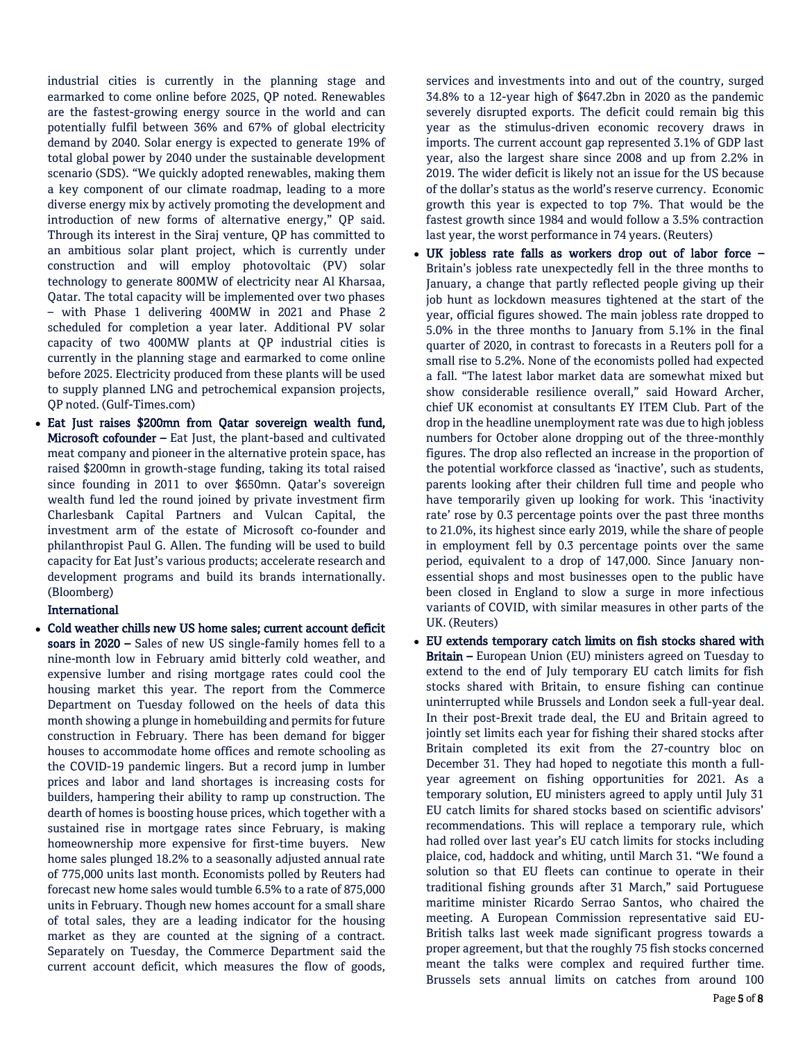industrial cities is currently in the planning stage and earmarked to come online before 2025, QP noted. Renewables are the fastest-growing energy source in the world and can potentially fulfil between 36% and 67% of global electricity demand by 2040. Solar energy is expected to generate 19% of total global power by 2040 under the sustainable development scenario (SDS). "We quickly adopted renewables, making them a key component of our climate roadmap, leading to a more diverse energy mix by actively promoting the development and introduction of new forms of alternative energy," QP said. Through its interest in the Siraj venture, QP has committed to an ambitious solar plant project, which is currently under construction and will employ photovoltaic (PV) solar technology to generate 800MW of electricity near Al Kharsaa, Qatar. The total capacity will be implemented over two phases – with Phase 1 delivering 400MW in 2021 and Phase 2 scheduled for completion a year later. Additional PV solar capacity of two 400MW plants at QP industrial cities is currently in the planning stage and earmarked to come online before 2025. Electricity produced from these plants will be used to supply planned LNG and petrochemical expansion projects, QP noted. (Gulf-Times.com)

- **Eat Just raises $200mn from Qatar sovereign wealth fund, Microsoft cofounder –** Eat Just, the plant-based and cultivated meat company and pioneer in the alternative protein space, has raised $200mn in growth-stage funding, taking its total raised since founding in 2011 to over $650mn. Qatar's sovereign wealth fund led the round joined by private investment firm Charlesbank Capital Partners and Vulcan Capital, the investment arm of the estate of Microsoft co-founder and philanthropist Paul G. Allen. The funding will be used to build capacity for Eat Just's various products; accelerate research and development programs and build its brands internationally. (Bloomberg)

**International**

- **Cold weather chills new US home sales; current account deficit soars in 2020 –** Sales of new US single-family homes fell to a nine-month low in February amid bitterly cold weather, and expensive lumber and rising mortgage rates could cool the housing market this year. The report from the Commerce Department on Tuesday followed on the heels of data this month showing a plunge in homebuilding and permits for future construction in February. There has been demand for bigger houses to accommodate home offices and remote schooling as the COVID-19 pandemic lingers. But a record jump in lumber prices and labor and land shortages is increasing costs for builders, hampering their ability to ramp up construction. The dearth of homes is boosting house prices, which together with a sustained rise in mortgage rates since February, is making homeownership more expensive for first-time buyers. New home sales plunged 18.2% to a seasonally adjusted annual rate of 775,000 units last month. Economists polled by Reuters had forecast new home sales would tumble 6.5% to a rate of 875,000 units in February. Though new homes account for a small share of total sales, they are a leading indicator for the housing market as they are counted at the signing of a contract. Separately on Tuesday, the Commerce Department said the current account deficit, which measures the flow of goods, services and investments into and out of the country, surged 34.8% to a 12-year high of $647.2bn in 2020 as the pandemic severely disrupted exports. The deficit could remain big this year as the stimulus-driven economic recovery draws in imports. The current account gap represented 3.1% of GDP last year, also the largest share since 2008 and up from 2.2% in 2019. The wider deficit is likely not an issue for the US because of the dollar's status as the world's reserve currency. Economic growth this year is expected to top 7%. That would be the fastest growth since 1984 and would follow a 3.5% contraction last year, the worst performance in 74 years. (Reuters)
- **UK jobless rate falls as workers drop out of labor force –** Britain's jobless rate unexpectedly fell in the three months to January, a change that partly reflected people giving up their job hunt as lockdown measures tightened at the start of the year, official figures showed. The main jobless rate dropped to 5.0% in the three months to January from 5.1% in the final quarter of 2020, in contrast to forecasts in a Reuters poll for a small rise to 5.2%. None of the economists polled had expected a fall. "The latest labor market data are somewhat mixed but show considerable resilience overall," said Howard Archer, chief UK economist at consultants EY ITEM Club. Part of the drop in the headline unemployment rate was due to high jobless numbers for October alone dropping out of the three-monthly figures. The drop also reflected an increase in the proportion of the potential workforce classed as 'inactive', such as students, parents looking after their children full time and people who have temporarily given up looking for work. This 'inactivity rate' rose by 0.3 percentage points over the past three months to 21.0%, its highest since early 2019, while the share of people in employment fell by 0.3 percentage points over the same period, equivalent to a drop of 147,000. Since January non-essential shops and most businesses open to the public have been closed in England to slow a surge in more infectious variants of COVID, with similar measures in other parts of the UK. (Reuters)
- **EU extends temporary catch limits on fish stocks shared with Britain –** European Union (EU) ministers agreed on Tuesday to extend to the end of July temporary EU catch limits for fish stocks shared with Britain, to ensure fishing can continue uninterrupted while Brussels and London seek a full-year deal. In their post-Brexit trade deal, the EU and Britain agreed to jointly set limits each year for fishing their shared stocks after Britain completed its exit from the 27-country bloc on December 31. They had hoped to negotiate this month a full-year agreement on fishing opportunities for 2021. As a temporary solution, EU ministers agreed to apply until July 31 EU catch limits for shared stocks based on scientific advisors' recommendations. This will replace a temporary rule, which had rolled over last year's EU catch limits for stocks including plaice, cod, haddock and whiting, until March 31. "We found a solution so that EU fleets can continue to operate in their traditional fishing grounds after 31 March," said Portuguese maritime minister Ricardo Serrao Santos, who chaired the meeting. A European Commission representative said EU-British talks last week made significant progress towards a proper agreement, but that the roughly 75 fish stocks concerned meant the talks were complex and required further time. Brussels sets annual limits on catches from around 100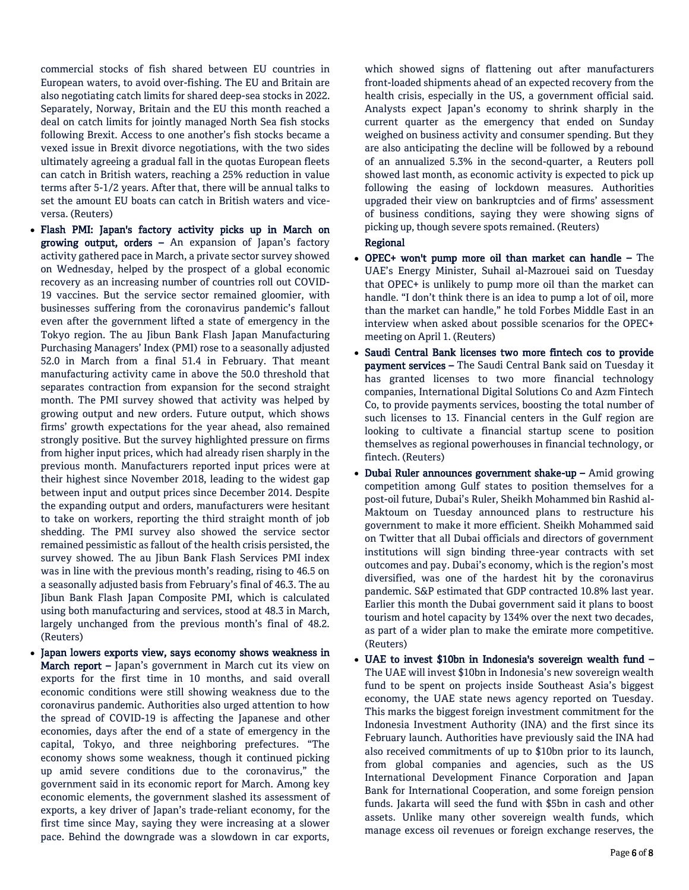commercial stocks of fish shared between EU countries in European waters, to avoid over-fishing. The EU and Britain are also negotiating catch limits for shared deep-sea stocks in 2022. Separately, Norway, Britain and the EU this month reached a deal on catch limits for jointly managed North Sea fish stocks following Brexit. Access to one another's fish stocks became a vexed issue in Brexit divorce negotiations, with the two sides ultimately agreeing a gradual fall in the quotas European fleets can catch in British waters, reaching a 25% reduction in value terms after 5-1/2 years. After that, there will be annual talks to set the amount EU boats can catch in British waters and vice-versa. (Reuters)

- **Flash PMI: Japan's factory activity picks up in March on growing output, orders –** An expansion of Japan's factory activity gathered pace in March, a private sector survey showed on Wednesday, helped by the prospect of a global economic recovery as an increasing number of countries roll out COVID-19 vaccines. But the service sector remained gloomier, with businesses suffering from the coronavirus pandemic's fallout even after the government lifted a state of emergency in the Tokyo region. The au Jibun Bank Flash Japan Manufacturing Purchasing Managers' Index (PMI) rose to a seasonally adjusted 52.0 in March from a final 51.4 in February. That meant manufacturing activity came in above the 50.0 threshold that separates contraction from expansion for the second straight month. The PMI survey showed that activity was helped by growing output and new orders. Future output, which shows firms' growth expectations for the year ahead, also remained strongly positive. But the survey highlighted pressure on firms from higher input prices, which had already risen sharply in the previous month. Manufacturers reported input prices were at their highest since November 2018, leading to the widest gap between input and output prices since December 2014. Despite the expanding output and orders, manufacturers were hesitant to take on workers, reporting the third straight month of job shedding. The PMI survey also showed the service sector remained pessimistic as fallout of the health crisis persisted, the survey showed. The au Jibun Bank Flash Services PMI index was in line with the previous month's reading, rising to 46.5 on a seasonally adjusted basis from February's final of 46.3. The au Jibun Bank Flash Japan Composite PMI, which is calculated using both manufacturing and services, stood at 48.3 in March, largely unchanged from the previous month's final of 48.2. (Reuters)
- **Japan lowers exports view, says economy shows weakness in March report –** Japan's government in March cut its view on exports for the first time in 10 months, and said overall economic conditions were still showing weakness due to the coronavirus pandemic. Authorities also urged attention to how the spread of COVID-19 is affecting the Japanese and other economies, days after the end of a state of emergency in the capital, Tokyo, and three neighboring prefectures. "The economy shows some weakness, though it continued picking up amid severe conditions due to the coronavirus," the government said in its economic report for March. Among key economic elements, the government slashed its assessment of exports, a key driver of Japan's trade-reliant economy, for the first time since May, saying they were increasing at a slower pace. Behind the downgrade was a slowdown in car exports, which showed signs of flattening out after manufacturers front-loaded shipments ahead of an expected recovery from the health crisis, especially in the US, a government official said. Analysts expect Japan's economy to shrink sharply in the current quarter as the emergency that ended on Sunday weighed on business activity and consumer spending. But they are also anticipating the decline will be followed by a rebound of an annualized 5.3% in the second-quarter, a Reuters poll showed last month, as economic activity is expected to pick up following the easing of lockdown measures. Authorities upgraded their view on bankruptcies and of firms' assessment of business conditions, saying they were showing signs of picking up, though severe spots remained. (Reuters)

**Regional**

- **OPEC+ won't pump more oil than market can handle –** The UAE's Energy Minister, Suhail al-Mazrouei said on Tuesday that OPEC+ is unlikely to pump more oil than the market can handle. "I don't think there is an idea to pump a lot of oil, more than the market can handle," he told Forbes Middle East in an interview when asked about possible scenarios for the OPEC+ meeting on April 1. (Reuters)
- **Saudi Central Bank licenses two more fintech cos to provide payment services –** The Saudi Central Bank said on Tuesday it has granted licenses to two more financial technology companies, International Digital Solutions Co and Azm Fintech Co, to provide payments services, boosting the total number of such licenses to 13. Financial centers in the Gulf region are looking to cultivate a financial startup scene to position themselves as regional powerhouses in financial technology, or fintech. (Reuters)
- **Dubai Ruler announces government shake-up –** Amid growing competition among Gulf states to position themselves for a post-oil future, Dubai's Ruler, Sheikh Mohammed bin Rashid al-Maktoum on Tuesday announced plans to restructure his government to make it more efficient. Sheikh Mohammed said on Twitter that all Dubai officials and directors of government institutions will sign binding three-year contracts with set outcomes and pay. Dubai's economy, which is the region's most diversified, was one of the hardest hit by the coronavirus pandemic. S&P estimated that GDP contracted 10.8% last year. Earlier this month the Dubai government said it plans to boost tourism and hotel capacity by 134% over the next two decades, as part of a wider plan to make the emirate more competitive. (Reuters)
- **UAE to invest \$10bn in Indonesia's sovereign wealth fund –** The UAE will invest \$10bn in Indonesia's new sovereign wealth fund to be spent on projects inside Southeast Asia's biggest economy, the UAE state news agency reported on Tuesday. This marks the biggest foreign investment commitment for the Indonesia Investment Authority (INA) and the first since its February launch. Authorities have previously said the INA had also received commitments of up to \$10bn prior to its launch, from global companies and agencies, such as the US International Development Finance Corporation and Japan Bank for International Cooperation, and some foreign pension funds. Jakarta will seed the fund with \$5bn in cash and other assets. Unlike many other sovereign wealth funds, which manage excess oil revenues or foreign exchange reserves, the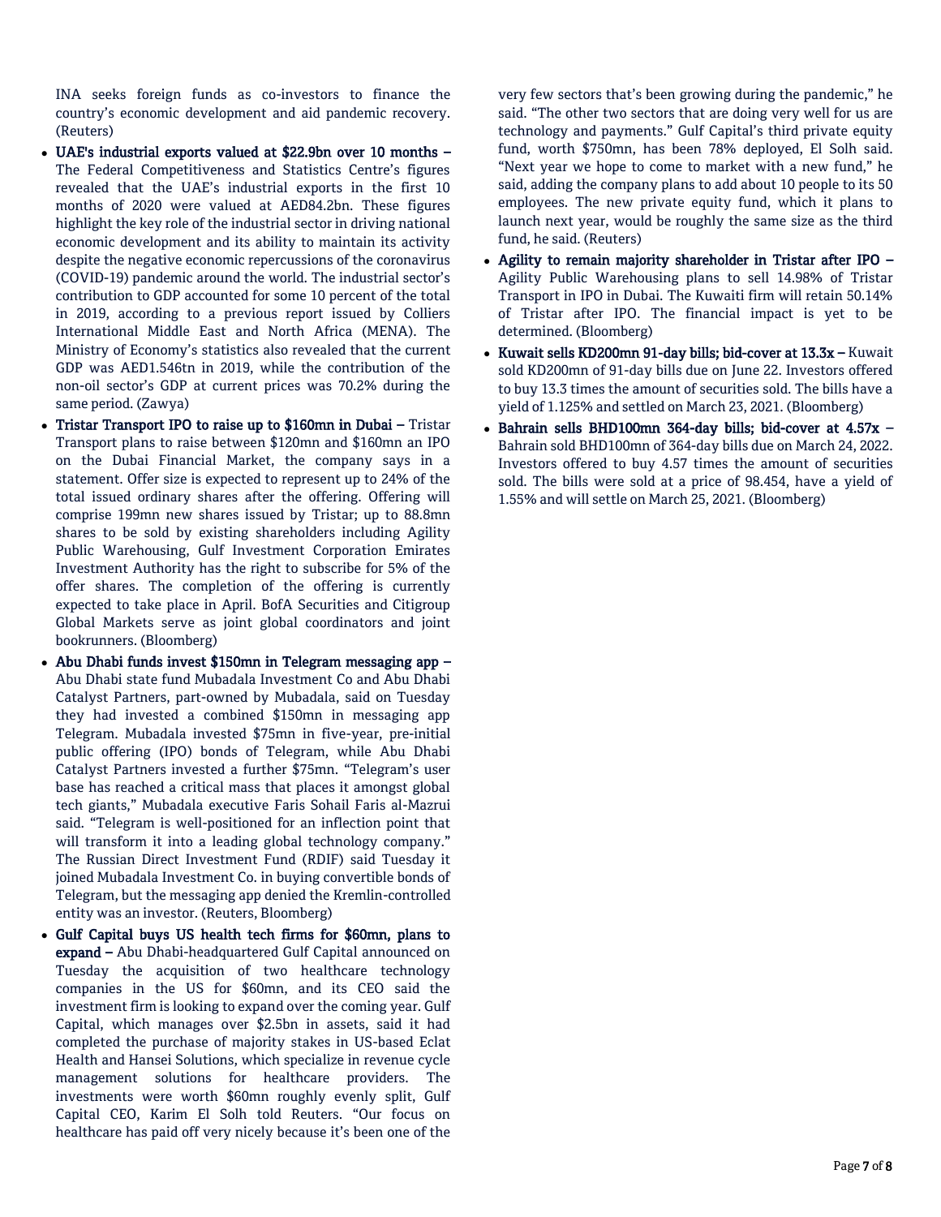INA seeks foreign funds as co-investors to finance the country's economic development and aid pandemic recovery. (Reuters)

- **UAE's industrial exports valued at $22.9bn over 10 months –** The Federal Competitiveness and Statistics Centre's figures revealed that the UAE's industrial exports in the first 10 months of 2020 were valued at AED84.2bn. These figures highlight the key role of the industrial sector in driving national economic development and its ability to maintain its activity despite the negative economic repercussions of the coronavirus (COVID-19) pandemic around the world. The industrial sector's contribution to GDP accounted for some 10 percent of the total in 2019, according to a previous report issued by Colliers International Middle East and North Africa (MENA). The Ministry of Economy's statistics also revealed that the current GDP was AED1.546tn in 2019, while the contribution of the non-oil sector's GDP at current prices was 70.2% during the same period. (Zawya)
- **Tristar Transport IPO to raise up to $160mn in Dubai –** Tristar Transport plans to raise between $120mn and $160mn an IPO on the Dubai Financial Market, the company says in a statement. Offer size is expected to represent up to 24% of the total issued ordinary shares after the offering. Offering will comprise 199mn new shares issued by Tristar; up to 88.8mn shares to be sold by existing shareholders including Agility Public Warehousing, Gulf Investment Corporation Emirates Investment Authority has the right to subscribe for 5% of the offer shares. The completion of the offering is currently expected to take place in April. BofA Securities and Citigroup Global Markets serve as joint global coordinators and joint bookrunners. (Bloomberg)
- **Abu Dhabi funds invest $150mn in Telegram messaging app –** Abu Dhabi state fund Mubadala Investment Co and Abu Dhabi Catalyst Partners, part-owned by Mubadala, said on Tuesday they had invested a combined $150mn in messaging app Telegram. Mubadala invested $75mn in five-year, pre-initial public offering (IPO) bonds of Telegram, while Abu Dhabi Catalyst Partners invested a further $75mn. "Telegram's user base has reached a critical mass that places it amongst global tech giants," Mubadala executive Faris Sohail Faris al-Mazrui said. "Telegram is well-positioned for an inflection point that will transform it into a leading global technology company." The Russian Direct Investment Fund (RDIF) said Tuesday it joined Mubadala Investment Co. in buying convertible bonds of Telegram, but the messaging app denied the Kremlin-controlled entity was an investor. (Reuters, Bloomberg)
- **Gulf Capital buys US health tech firms for $60mn, plans to expand –** Abu Dhabi-headquartered Gulf Capital announced on Tuesday the acquisition of two healthcare technology companies in the US for $60mn, and its CEO said the investment firm is looking to expand over the coming year. Gulf Capital, which manages over $2.5bn in assets, said it had completed the purchase of majority stakes in US-based Eclat Health and Hansei Solutions, which specialize in revenue cycle management solutions for healthcare providers. The investments were worth $60mn roughly evenly split, Gulf Capital CEO, Karim El Solh told Reuters. "Our focus on healthcare has paid off very nicely because it's been one of the very few sectors that's been growing during the pandemic," he said. "The other two sectors that are doing very well for us are technology and payments." Gulf Capital's third private equity fund, worth $750mn, has been 78% deployed, El Solh said. "Next year we hope to come to market with a new fund," he said, adding the company plans to add about 10 people to its 50 employees. The new private equity fund, which it plans to launch next year, would be roughly the same size as the third fund, he said. (Reuters)
- **Agility to remain majority shareholder in Tristar after IPO –** Agility Public Warehousing plans to sell 14.98% of Tristar Transport in IPO in Dubai. The Kuwaiti firm will retain 50.14% of Tristar after IPO. The financial impact is yet to be determined. (Bloomberg)
- **Kuwait sells KD200mn 91-day bills; bid-cover at 13.3x –** Kuwait sold KD200mn of 91-day bills due on June 22. Investors offered to buy 13.3 times the amount of securities sold. The bills have a yield of 1.125% and settled on March 23, 2021. (Bloomberg)
- **Bahrain sells BHD100mn 364-day bills; bid-cover at 4.57x –** Bahrain sold BHD100mn of 364-day bills due on March 24, 2022. Investors offered to buy 4.57 times the amount of securities sold. The bills were sold at a price of 98.454, have a yield of 1.55% and will settle on March 25, 2021. (Bloomberg)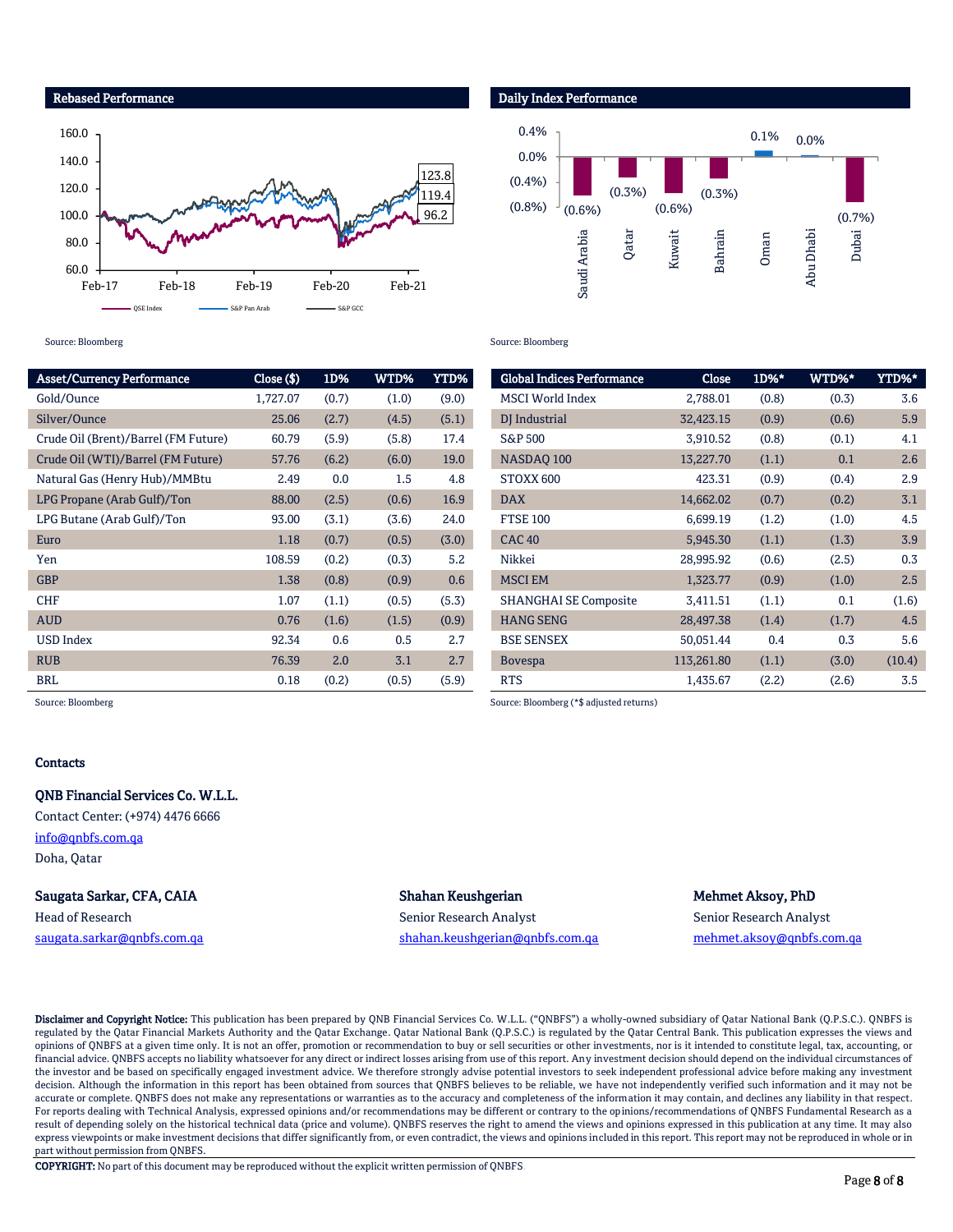## Rebased Performance

160.0
140.0
120.0
100.0
80.0
60.0

Feb-17 Feb-18 Feb-19 Feb-20 Feb-21

123.8
119.4
96.2

QSE Index S&P Pan Arab S&P GCC

Source: Bloomberg

## Daily Index Performance

0.4%
0.0%
(0.4%)
(0.8%)

(0.6%) (0.3%) (0.6%) (0.3%) 0.1% 0.0% (0.7%)

Saudi Arabia Qatar Kuwait Bahrain Oman Abu Dhabi Dubai

Source: Bloomberg

| Asset/Currency Performance | Close ($) | 1D% | WTD% | YTD% |
|---|---|---|---|---|
| Gold/Ounce | 1,727.07 | (0.7) | (1.0) | (9.0) |
| Silver/Ounce | 25.06 | (2.7) | (4.5) | (5.1) |
| Crude Oil (Brent)/Barrel (FM Future) | 60.79 | (5.9) | (5.8) | 17.4 |
| Crude Oil (WTI)/Barrel (FM Future) | 57.76 | (6.2) | (6.0) | 19.0 |
| Natural Gas (Henry Hub)/MMBtu | 2.49 | 0.0 | 1.5 | 4.8 |
| LPG Propane (Arab Gulf)/Ton | 88.00 | (2.5) | (0.6) | 16.9 |
| LPG Butane (Arab Gulf)/Ton | 93.00 | (3.1) | (3.6) | 24.0 |
| Euro | 1.18 | (0.7) | (0.5) | (3.0) |
| Yen | 108.59 | (0.2) | (0.3) | 5.2 |
| GBP | 1.38 | (0.8) | (0.9) | 0.6 |
| CHF | 1.07 | (1.1) | (0.5) | (5.3) |
| AUD | 0.76 | (1.6) | (1.5) | (0.9) |
| USD Index | 92.34 | 0.6 | 0.5 | 2.7 |
| RUB | 76.39 | 2.0 | 3.1 | 2.7 |
| BRL | 0.18 | (0.2) | (0.5) | (5.9) |

Source: Bloomberg

| Global Indices Performance | Close | 1D%* | WTD%* | YTD%* |
|---|---|---|---|---|
| MSCI World Index | 2,788.01 | (0.8) | (0.3) | 3.6 |
| DJ Industrial | 32,423.15 | (0.9) | (0.6) | 5.9 |
| S&P 500 | 3,910.52 | (0.8) | (0.1) | 4.1 |
| NASDAQ 100 | 13,227.70 | (1.1) | 0.1 | 2.6 |
| STOXX 600 | 423.31 | (0.9) | (0.4) | 2.9 |
| DAX | 14,662.02 | (0.7) | (0.2) | 3.1 |
| FTSE 100 | 6,699.19 | (1.2) | (1.0) | 4.5 |
| CAC 40 | 5,945.30 | (1.1) | (1.3) | 3.9 |
| Nikkei | 28,995.92 | (0.6) | (2.5) | 0.3 |
| MSCI EM | 1,323.77 | (0.9) | (1.0) | 2.5 |
| SHANGHAI SE Composite | 3,411.51 | (1.1) | 0.1 | (1.6) |
| HANG SENG | 28,497.38 | (1.4) | (1.7) | 4.5 |
| BSE SENSEX | 50,051.44 | 0.4 | 0.3 | 5.6 |
| Bovespa | 113,261.80 | (1.1) | (3.0) | (10.4) |
| RTS | 1,435.67 | (2.2) | (2.6) | 3.5 |

Source: Bloomberg (*$ adjusted returns)

### Contacts

**QNB Financial Services Co. W.L.L.**
Contact Center: (+974) 4476 6666
info@qnbfs.com.qa
Doha, Qatar

**Saugata Sarkar, CFA, CAIA**
Head of Research
saugata.sarkar@qnbfs.com.qa

**Shahan Keushgerian**
Senior Research Analyst
shahan.keushgerian@qnbfs.com.qa

**Mehmet Aksoy, PhD**
Senior Research Analyst
mehmet.aksoy@qnbfs.com.qa

**Disclaimer and Copyright Notice:** This publication has been prepared by QNB Financial Services Co. W.L.L. ("QNBFS") a wholly-owned subsidiary of Qatar National Bank (Q.P.S.C.). QNBFS is regulated by the Qatar Financial Markets Authority and the Qatar Exchange. Qatar National Bank (Q.P.S.C.) is regulated by the Qatar Central Bank. This publication expresses the views and opinions of QNBFS at a given time only. It is not an offer, promotion or recommendation to buy or sell securities or other investments, nor is it intended to constitute legal, tax, accounting, or financial advice. QNBFS accepts no liability whatsoever for any direct or indirect losses arising from use of this report. Any investment decision should depend on the individual circumstances of the investor and be based on specifically engaged investment advice. We therefore strongly advise potential investors to seek independent professional advice before making any investment decision. Although the information in this report has been obtained from sources that QNBFS believes to be reliable, we have not independently verified such information and it may not be accurate or complete. QNBFS does not make any representations or warranties as to the accuracy and completeness of the information it may contain, and declines any liability in that respect. For reports dealing with Technical Analysis, expressed opinions and/or recommendations may be different or contrary to the opinions/recommendations of QNBFS Fundamental Research as a result of depending solely on the historical technical data (price and volume). QNBFS reserves the right to amend the views and opinions expressed in this publication at any time. It may also express viewpoints or make investment decisions that differ significantly from, or even contradict, the views and opinions included in this report. This report may not be reproduced in whole or in part without permission from QNBFS.

**COPYRIGHT:** No part of this document may be reproduced without the explicit written permission of QNBFS